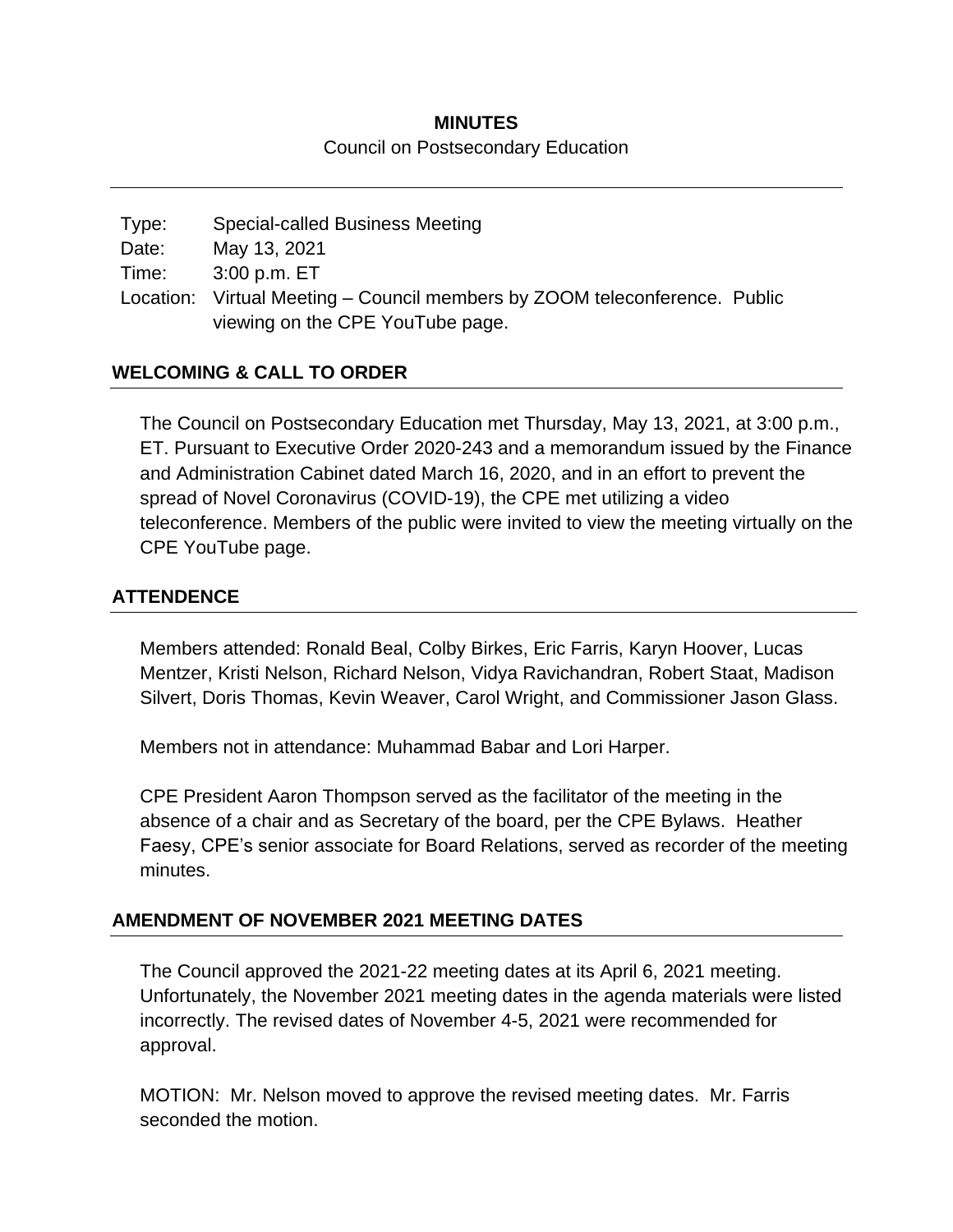# MINUTES

Council on Postsecondary Education

| | |
|---|---|
| Type: | Special-called Business Meeting |
| Date: | May 13, 2021 |
| Time: | 3:00 p.m. ET |
| Location: | Virtual Meeting – Council members by ZOOM teleconference. Public viewing on the CPE YouTube page. |

## WELCOMING & CALL TO ORDER

The Council on Postsecondary Education met Thursday, May 13, 2021, at 3:00 p.m., ET. Pursuant to Executive Order 2020-243 and a memorandum issued by the Finance and Administration Cabinet dated March 16, 2020, and in an effort to prevent the spread of Novel Coronavirus (COVID-19), the CPE met utilizing a video teleconference. Members of the public were invited to view the meeting virtually on the CPE YouTube page.

## ATTENDENCE

Members attended: Ronald Beal, Colby Birkes, Eric Farris, Karyn Hoover, Lucas Mentzer, Kristi Nelson, Richard Nelson, Vidya Ravichandran, Robert Staat, Madison Silvert, Doris Thomas, Kevin Weaver, Carol Wright, and Commissioner Jason Glass.

Members not in attendance: Muhammad Babar and Lori Harper.

CPE President Aaron Thompson served as the facilitator of the meeting in the absence of a chair and as Secretary of the board, per the CPE Bylaws. Heather Faesy, CPE's senior associate for Board Relations, served as recorder of the meeting minutes.

## AMENDMENT OF NOVEMBER 2021 MEETING DATES

The Council approved the 2021-22 meeting dates at its April 6, 2021 meeting. Unfortunately, the November 2021 meeting dates in the agenda materials were listed incorrectly. The revised dates of November 4-5, 2021 were recommended for approval.

MOTION: Mr. Nelson moved to approve the revised meeting dates. Mr. Farris seconded the motion.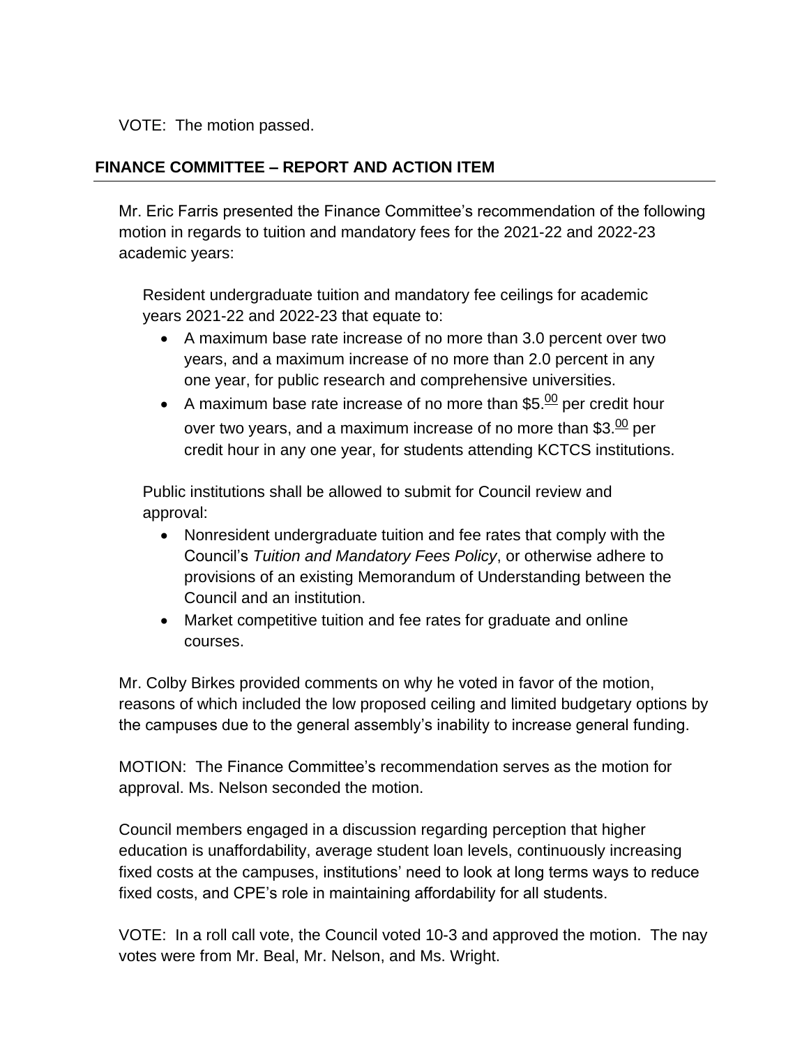VOTE: The motion passed.

## FINANCE COMMITTEE – REPORT AND ACTION ITEM

Mr. Eric Farris presented the Finance Committee's recommendation of the following motion in regards to tuition and mandatory fees for the 2021-22 and 2022-23 academic years:

> Resident undergraduate tuition and mandatory fee ceilings for academic years 2021-22 and 2022-23 that equate to:
>
> - A maximum base rate increase of no more than 3.0 percent over two years, and a maximum increase of no more than 2.0 percent in any one year, for public research and comprehensive universities.
> - A maximum base rate increase of no more than $5.00 per credit hour over two years, and a maximum increase of no more than $3.00 per credit hour in any one year, for students attending KCTCS institutions.
>
> Public institutions shall be allowed to submit for Council review and approval:
>
> - Nonresident undergraduate tuition and fee rates that comply with the Council's *Tuition and Mandatory Fees Policy*, or otherwise adhere to provisions of an existing Memorandum of Understanding between the Council and an institution.
> - Market competitive tuition and fee rates for graduate and online courses.

Mr. Colby Birkes provided comments on why he voted in favor of the motion, reasons of which included the low proposed ceiling and limited budgetary options by the campuses due to the general assembly's inability to increase general funding.

MOTION: The Finance Committee's recommendation serves as the motion for approval. Ms. Nelson seconded the motion.

Council members engaged in a discussion regarding perception that higher education is unaffordability, average student loan levels, continuously increasing fixed costs at the campuses, institutions' need to look at long terms ways to reduce fixed costs, and CPE's role in maintaining affordability for all students.

VOTE: In a roll call vote, the Council voted 10-3 and approved the motion. The nay votes were from Mr. Beal, Mr. Nelson, and Ms. Wright.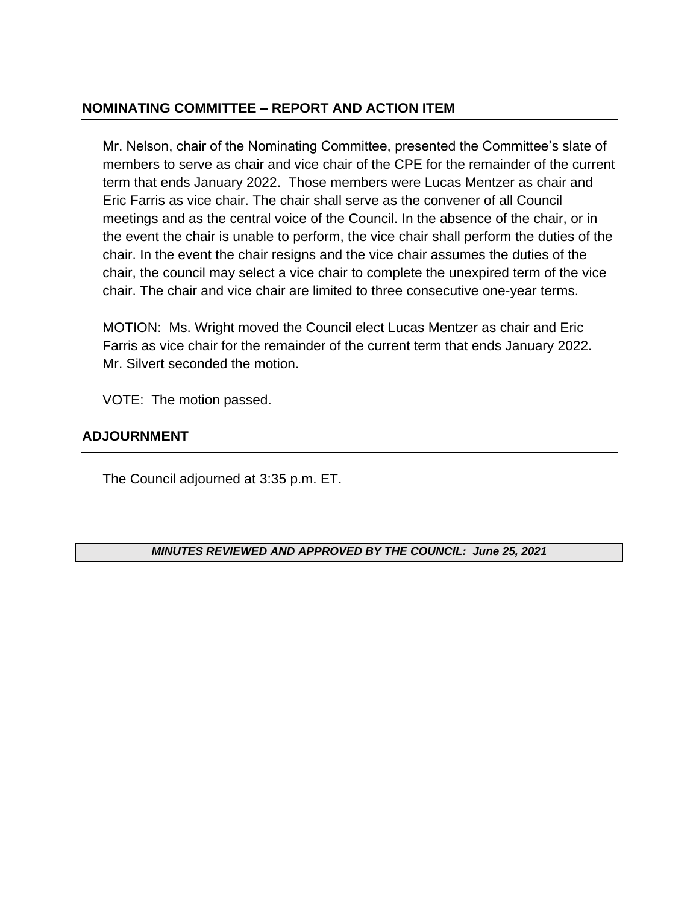## NOMINATING COMMITTEE – REPORT AND ACTION ITEM

Mr. Nelson, chair of the Nominating Committee, presented the Committee's slate of members to serve as chair and vice chair of the CPE for the remainder of the current term that ends January 2022. Those members were Lucas Mentzer as chair and Eric Farris as vice chair. The chair shall serve as the convener of all Council meetings and as the central voice of the Council. In the absence of the chair, or in the event the chair is unable to perform, the vice chair shall perform the duties of the chair. In the event the chair resigns and the vice chair assumes the duties of the chair, the council may select a vice chair to complete the unexpired term of the vice chair. The chair and vice chair are limited to three consecutive one-year terms.

MOTION: Ms. Wright moved the Council elect Lucas Mentzer as chair and Eric Farris as vice chair for the remainder of the current term that ends January 2022. Mr. Silvert seconded the motion.

VOTE: The motion passed.

## ADJOURNMENT

The Council adjourned at 3:35 p.m. ET.

***MINUTES REVIEWED AND APPROVED BY THE COUNCIL: June 25, 2021***